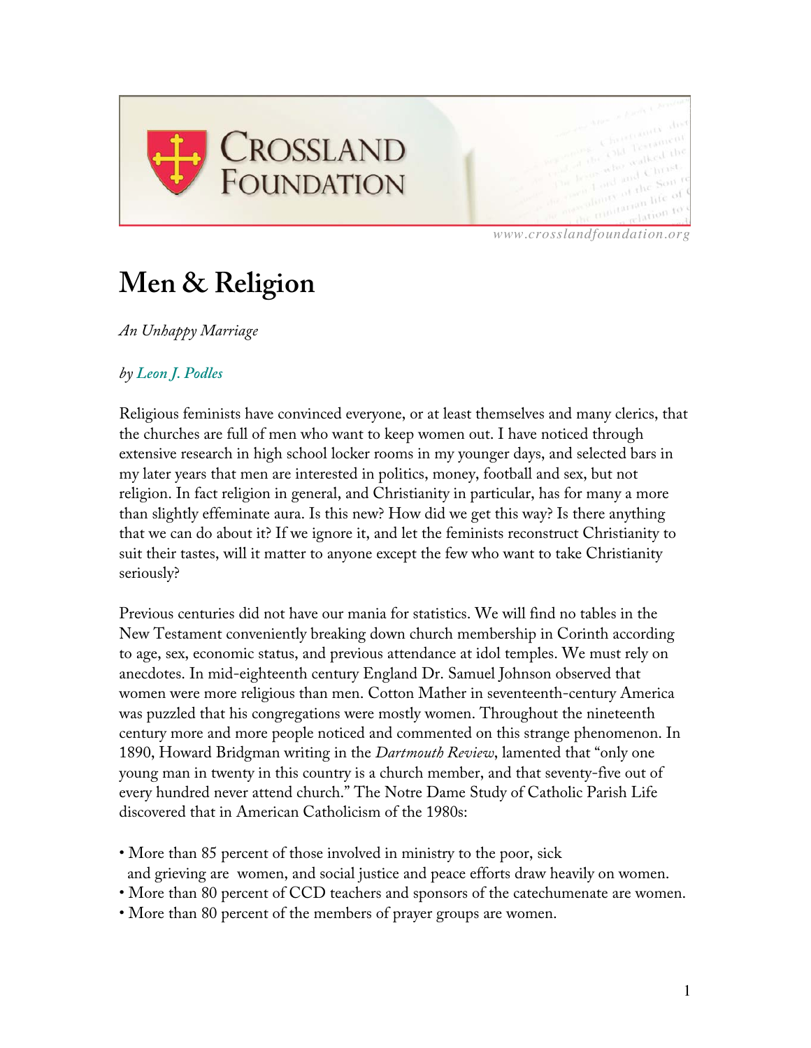CROSSLAND FOUNDATION

www.crosslandfoundation.org

# Men & Religion

*An Unhappy Marriage*

*by Leon J. Podles*

Religious feminists have convinced everyone, or at least themselves and many clerics, that the churches are full of men who want to keep women out. I have noticed through extensive research in high school locker rooms in my younger days, and selected bars in my later years that men are interested in politics, money, football and sex, but not religion. In fact religion in general, and Christianity in particular, has for many a more than slightly effeminate aura. Is this new? How did we get this way? Is there anything that we can do about it? If we ignore it, and let the feminists reconstruct Christianity to suit their tastes, will it matter to anyone except the few who want to take Christianity seriously?

Previous centuries did not have our mania for statistics. We will find no tables in the New Testament conveniently breaking down church membership in Corinth according to age, sex, economic status, and previous attendance at idol temples. We must rely on anecdotes. In mid-eighteenth century England Dr. Samuel Johnson observed that women were more religious than men. Cotton Mather in seventeenth-century America was puzzled that his congregations were mostly women. Throughout the nineteenth century more and more people noticed and commented on this strange phenomenon. In 1890, Howard Bridgman writing in the *Dartmouth Review*, lamented that "only one young man in twenty in this country is a church member, and that seventy-five out of every hundred never attend church." The Notre Dame Study of Catholic Parish Life discovered that in American Catholicism of the 1980s:

- More than 85 percent of those involved in ministry to the poor, sick and grieving are women, and social justice and peace efforts draw heavily on women.
- More than 80 percent of CCD teachers and sponsors of the catechumenate are women.
- More than 80 percent of the members of prayer groups are women.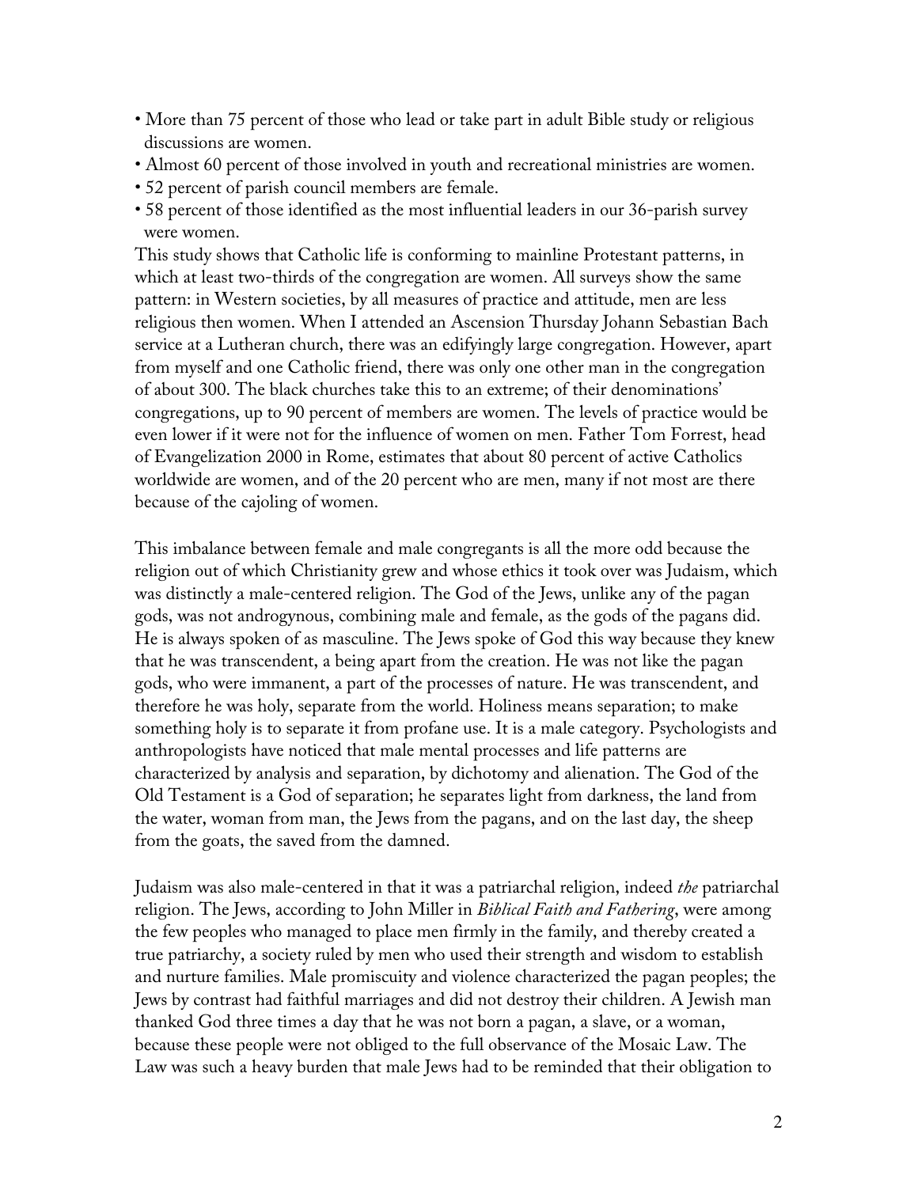- More than 75 percent of those who lead or take part in adult Bible study or religious discussions are women.
- Almost 60 percent of those involved in youth and recreational ministries are women.
- 52 percent of parish council members are female.
- 58 percent of those identified as the most influential leaders in our 36-parish survey were women.

This study shows that Catholic life is conforming to mainline Protestant patterns, in which at least two-thirds of the congregation are women. All surveys show the same pattern: in Western societies, by all measures of practice and attitude, men are less religious then women. When I attended an Ascension Thursday Johann Sebastian Bach service at a Lutheran church, there was an edifyingly large congregation. However, apart from myself and one Catholic friend, there was only one other man in the congregation of about 300. The black churches take this to an extreme; of their denominations' congregations, up to 90 percent of members are women. The levels of practice would be even lower if it were not for the influence of women on men. Father Tom Forrest, head of Evangelization 2000 in Rome, estimates that about 80 percent of active Catholics worldwide are women, and of the 20 percent who are men, many if not most are there because of the cajoling of women.

This imbalance between female and male congregants is all the more odd because the religion out of which Christianity grew and whose ethics it took over was Judaism, which was distinctly a male-centered religion. The God of the Jews, unlike any of the pagan gods, was not androgynous, combining male and female, as the gods of the pagans did. He is always spoken of as masculine. The Jews spoke of God this way because they knew that he was transcendent, a being apart from the creation. He was not like the pagan gods, who were immanent, a part of the processes of nature. He was transcendent, and therefore he was holy, separate from the world. Holiness means separation; to make something holy is to separate it from profane use. It is a male category. Psychologists and anthropologists have noticed that male mental processes and life patterns are characterized by analysis and separation, by dichotomy and alienation. The God of the Old Testament is a God of separation; he separates light from darkness, the land from the water, woman from man, the Jews from the pagans, and on the last day, the sheep from the goats, the saved from the damned.

Judaism was also male-centered in that it was a patriarchal religion, indeed *the* patriarchal religion. The Jews, according to John Miller in *Biblical Faith and Fathering*, were among the few peoples who managed to place men firmly in the family, and thereby created a true patriarchy, a society ruled by men who used their strength and wisdom to establish and nurture families. Male promiscuity and violence characterized the pagan peoples; the Jews by contrast had faithful marriages and did not destroy their children. A Jewish man thanked God three times a day that he was not born a pagan, a slave, or a woman, because these people were not obliged to the full observance of the Mosaic Law. The Law was such a heavy burden that male Jews had to be reminded that their obligation to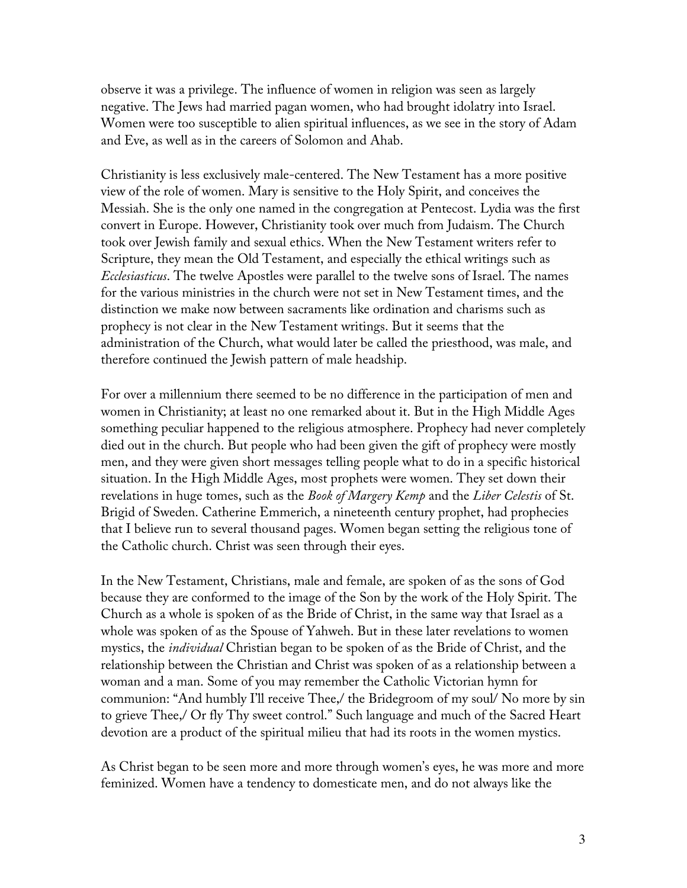observe it was a privilege. The influence of women in religion was seen as largely negative. The Jews had married pagan women, who had brought idolatry into Israel. Women were too susceptible to alien spiritual influences, as we see in the story of Adam and Eve, as well as in the careers of Solomon and Ahab.

Christianity is less exclusively male-centered. The New Testament has a more positive view of the role of women. Mary is sensitive to the Holy Spirit, and conceives the Messiah. She is the only one named in the congregation at Pentecost. Lydia was the first convert in Europe. However, Christianity took over much from Judaism. The Church took over Jewish family and sexual ethics. When the New Testament writers refer to Scripture, they mean the Old Testament, and especially the ethical writings such as *Ecclesiasticus*. The twelve Apostles were parallel to the twelve sons of Israel. The names for the various ministries in the church were not set in New Testament times, and the distinction we make now between sacraments like ordination and charisms such as prophecy is not clear in the New Testament writings. But it seems that the administration of the Church, what would later be called the priesthood, was male, and therefore continued the Jewish pattern of male headship.

For over a millennium there seemed to be no difference in the participation of men and women in Christianity; at least no one remarked about it. But in the High Middle Ages something peculiar happened to the religious atmosphere. Prophecy had never completely died out in the church. But people who had been given the gift of prophecy were mostly men, and they were given short messages telling people what to do in a specific historical situation. In the High Middle Ages, most prophets were women. They set down their revelations in huge tomes, such as the *Book of Margery Kemp* and the *Liber Celestis* of St. Brigid of Sweden. Catherine Emmerich, a nineteenth century prophet, had prophecies that I believe run to several thousand pages. Women began setting the religious tone of the Catholic church. Christ was seen through their eyes.

In the New Testament, Christians, male and female, are spoken of as the sons of God because they are conformed to the image of the Son by the work of the Holy Spirit. The Church as a whole is spoken of as the Bride of Christ, in the same way that Israel as a whole was spoken of as the Spouse of Yahweh. But in these later revelations to women mystics, the *individual* Christian began to be spoken of as the Bride of Christ, and the relationship between the Christian and Christ was spoken of as a relationship between a woman and a man. Some of you may remember the Catholic Victorian hymn for communion: "And humbly I'll receive Thee,/ the Bridegroom of my soul/ No more by sin to grieve Thee,/ Or fly Thy sweet control." Such language and much of the Sacred Heart devotion are a product of the spiritual milieu that had its roots in the women mystics.

As Christ began to be seen more and more through women's eyes, he was more and more feminized. Women have a tendency to domesticate men, and do not always like the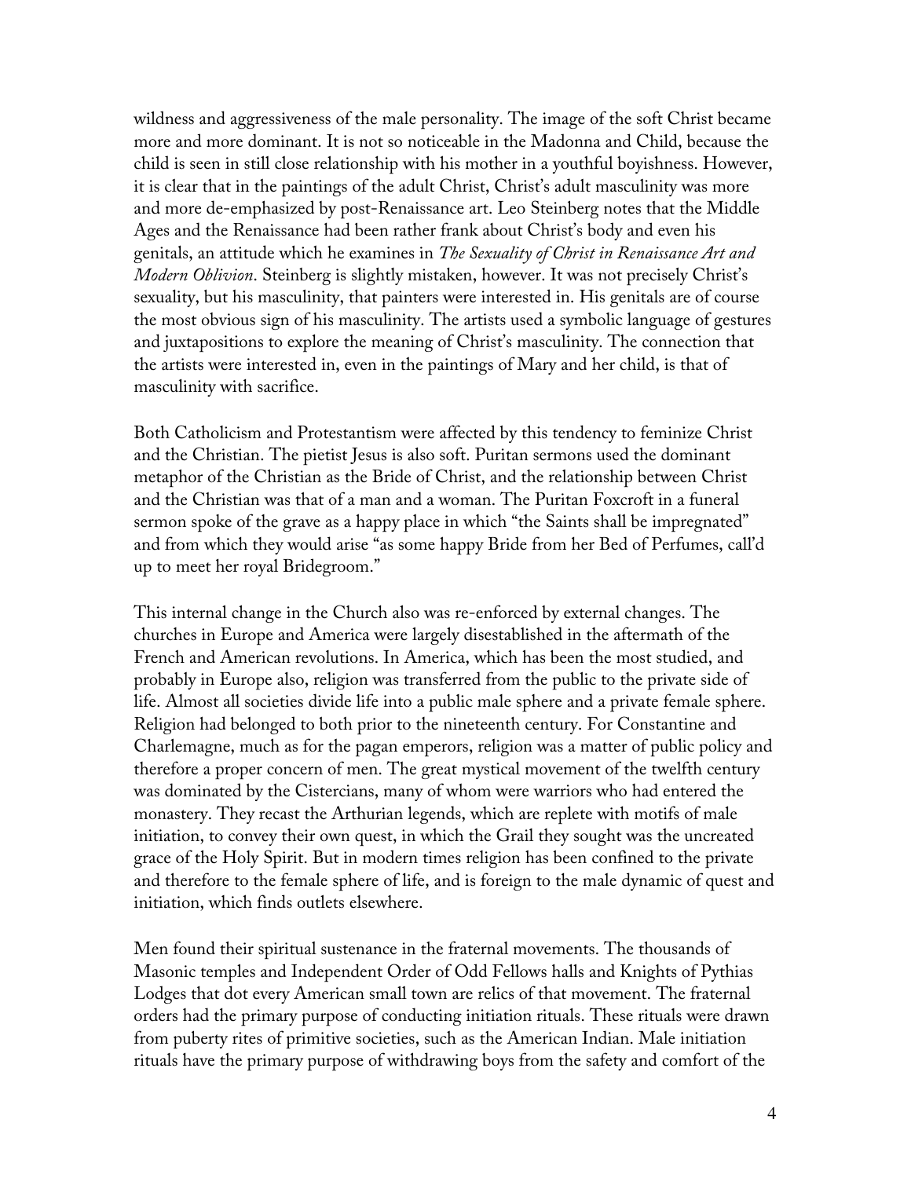wildness and aggressiveness of the male personality. The image of the soft Christ became more and more dominant. It is not so noticeable in the Madonna and Child, because the child is seen in still close relationship with his mother in a youthful boyishness. However, it is clear that in the paintings of the adult Christ, Christ's adult masculinity was more and more de-emphasized by post-Renaissance art. Leo Steinberg notes that the Middle Ages and the Renaissance had been rather frank about Christ's body and even his genitals, an attitude which he examines in *The Sexuality of Christ in Renaissance Art and Modern Oblivion*. Steinberg is slightly mistaken, however. It was not precisely Christ's sexuality, but his masculinity, that painters were interested in. His genitals are of course the most obvious sign of his masculinity. The artists used a symbolic language of gestures and juxtapositions to explore the meaning of Christ's masculinity. The connection that the artists were interested in, even in the paintings of Mary and her child, is that of masculinity with sacrifice.

Both Catholicism and Protestantism were affected by this tendency to feminize Christ and the Christian. The pietist Jesus is also soft. Puritan sermons used the dominant metaphor of the Christian as the Bride of Christ, and the relationship between Christ and the Christian was that of a man and a woman. The Puritan Foxcroft in a funeral sermon spoke of the grave as a happy place in which "the Saints shall be impregnated" and from which they would arise "as some happy Bride from her Bed of Perfumes, call'd up to meet her royal Bridegroom."

This internal change in the Church also was re-enforced by external changes. The churches in Europe and America were largely disestablished in the aftermath of the French and American revolutions. In America, which has been the most studied, and probably in Europe also, religion was transferred from the public to the private side of life. Almost all societies divide life into a public male sphere and a private female sphere. Religion had belonged to both prior to the nineteenth century. For Constantine and Charlemagne, much as for the pagan emperors, religion was a matter of public policy and therefore a proper concern of men. The great mystical movement of the twelfth century was dominated by the Cistercians, many of whom were warriors who had entered the monastery. They recast the Arthurian legends, which are replete with motifs of male initiation, to convey their own quest, in which the Grail they sought was the uncreated grace of the Holy Spirit. But in modern times religion has been confined to the private and therefore to the female sphere of life, and is foreign to the male dynamic of quest and initiation, which finds outlets elsewhere.

Men found their spiritual sustenance in the fraternal movements. The thousands of Masonic temples and Independent Order of Odd Fellows halls and Knights of Pythias Lodges that dot every American small town are relics of that movement. The fraternal orders had the primary purpose of conducting initiation rituals. These rituals were drawn from puberty rites of primitive societies, such as the American Indian. Male initiation rituals have the primary purpose of withdrawing boys from the safety and comfort of the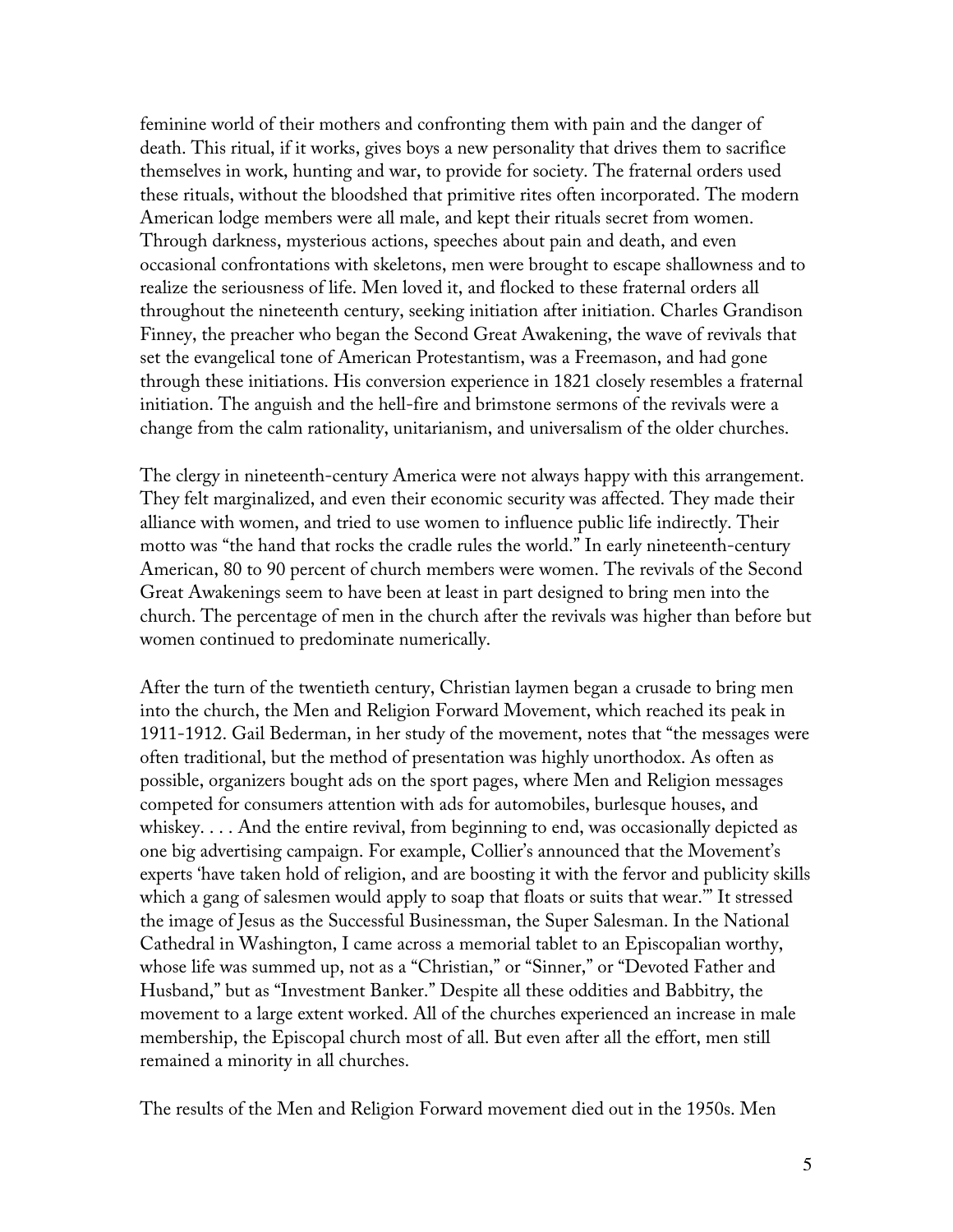feminine world of their mothers and confronting them with pain and the danger of death. This ritual, if it works, gives boys a new personality that drives them to sacrifice themselves in work, hunting and war, to provide for society. The fraternal orders used these rituals, without the bloodshed that primitive rites often incorporated. The modern American lodge members were all male, and kept their rituals secret from women. Through darkness, mysterious actions, speeches about pain and death, and even occasional confrontations with skeletons, men were brought to escape shallowness and to realize the seriousness of life. Men loved it, and flocked to these fraternal orders all throughout the nineteenth century, seeking initiation after initiation. Charles Grandison Finney, the preacher who began the Second Great Awakening, the wave of revivals that set the evangelical tone of American Protestantism, was a Freemason, and had gone through these initiations. His conversion experience in 1821 closely resembles a fraternal initiation. The anguish and the hell-fire and brimstone sermons of the revivals were a change from the calm rationality, unitarianism, and universalism of the older churches.

The clergy in nineteenth-century America were not always happy with this arrangement. They felt marginalized, and even their economic security was affected. They made their alliance with women, and tried to use women to influence public life indirectly. Their motto was "the hand that rocks the cradle rules the world." In early nineteenth-century American, 80 to 90 percent of church members were women. The revivals of the Second Great Awakenings seem to have been at least in part designed to bring men into the church. The percentage of men in the church after the revivals was higher than before but women continued to predominate numerically.

After the turn of the twentieth century, Christian laymen began a crusade to bring men into the church, the Men and Religion Forward Movement, which reached its peak in 1911-1912. Gail Bederman, in her study of the movement, notes that "the messages were often traditional, but the method of presentation was highly unorthodox. As often as possible, organizers bought ads on the sport pages, where Men and Religion messages competed for consumers attention with ads for automobiles, burlesque houses, and whiskey. . . . And the entire revival, from beginning to end, was occasionally depicted as one big advertising campaign. For example, Collier's announced that the Movement's experts 'have taken hold of religion, and are boosting it with the fervor and publicity skills which a gang of salesmen would apply to soap that floats or suits that wear.'" It stressed the image of Jesus as the Successful Businessman, the Super Salesman. In the National Cathedral in Washington, I came across a memorial tablet to an Episcopalian worthy, whose life was summed up, not as a "Christian," or "Sinner," or "Devoted Father and Husband," but as "Investment Banker." Despite all these oddities and Babbitry, the movement to a large extent worked. All of the churches experienced an increase in male membership, the Episcopal church most of all. But even after all the effort, men still remained a minority in all churches.

The results of the Men and Religion Forward movement died out in the 1950s. Men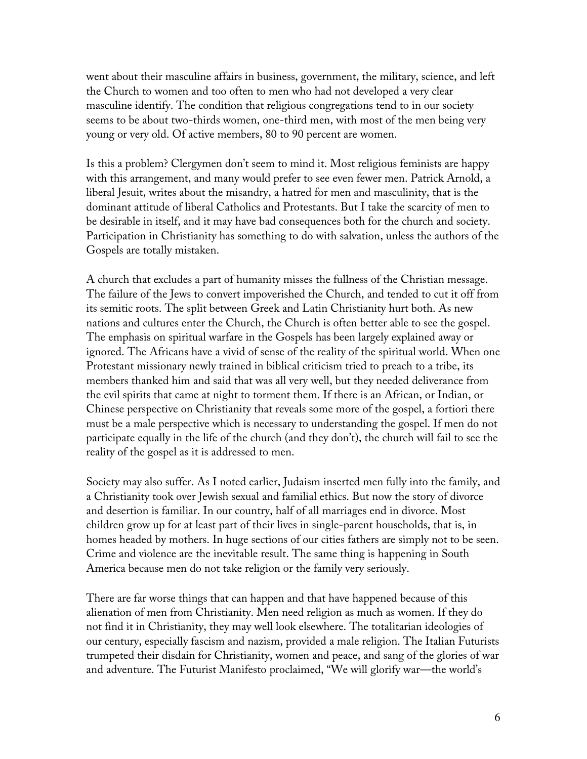went about their masculine affairs in business, government, the military, science, and left the Church to women and too often to men who had not developed a very clear masculine identify. The condition that religious congregations tend to in our society seems to be about two-thirds women, one-third men, with most of the men being very young or very old. Of active members, 80 to 90 percent are women.

Is this a problem? Clergymen don't seem to mind it. Most religious feminists are happy with this arrangement, and many would prefer to see even fewer men. Patrick Arnold, a liberal Jesuit, writes about the misandry, a hatred for men and masculinity, that is the dominant attitude of liberal Catholics and Protestants. But I take the scarcity of men to be desirable in itself, and it may have bad consequences both for the church and society. Participation in Christianity has something to do with salvation, unless the authors of the Gospels are totally mistaken.

A church that excludes a part of humanity misses the fullness of the Christian message. The failure of the Jews to convert impoverished the Church, and tended to cut it off from its semitic roots. The split between Greek and Latin Christianity hurt both. As new nations and cultures enter the Church, the Church is often better able to see the gospel. The emphasis on spiritual warfare in the Gospels has been largely explained away or ignored. The Africans have a vivid of sense of the reality of the spiritual world. When one Protestant missionary newly trained in biblical criticism tried to preach to a tribe, its members thanked him and said that was all very well, but they needed deliverance from the evil spirits that came at night to torment them. If there is an African, or Indian, or Chinese perspective on Christianity that reveals some more of the gospel, a fortiori there must be a male perspective which is necessary to understanding the gospel. If men do not participate equally in the life of the church (and they don't), the church will fail to see the reality of the gospel as it is addressed to men.

Society may also suffer. As I noted earlier, Judaism inserted men fully into the family, and a Christianity took over Jewish sexual and familial ethics. But now the story of divorce and desertion is familiar. In our country, half of all marriages end in divorce. Most children grow up for at least part of their lives in single-parent households, that is, in homes headed by mothers. In huge sections of our cities fathers are simply not to be seen. Crime and violence are the inevitable result. The same thing is happening in South America because men do not take religion or the family very seriously.

There are far worse things that can happen and that have happened because of this alienation of men from Christianity. Men need religion as much as women. If they do not find it in Christianity, they may well look elsewhere. The totalitarian ideologies of our century, especially fascism and nazism, provided a male religion. The Italian Futurists trumpeted their disdain for Christianity, women and peace, and sang of the glories of war and adventure. The Futurist Manifesto proclaimed, "We will glorify war—the world's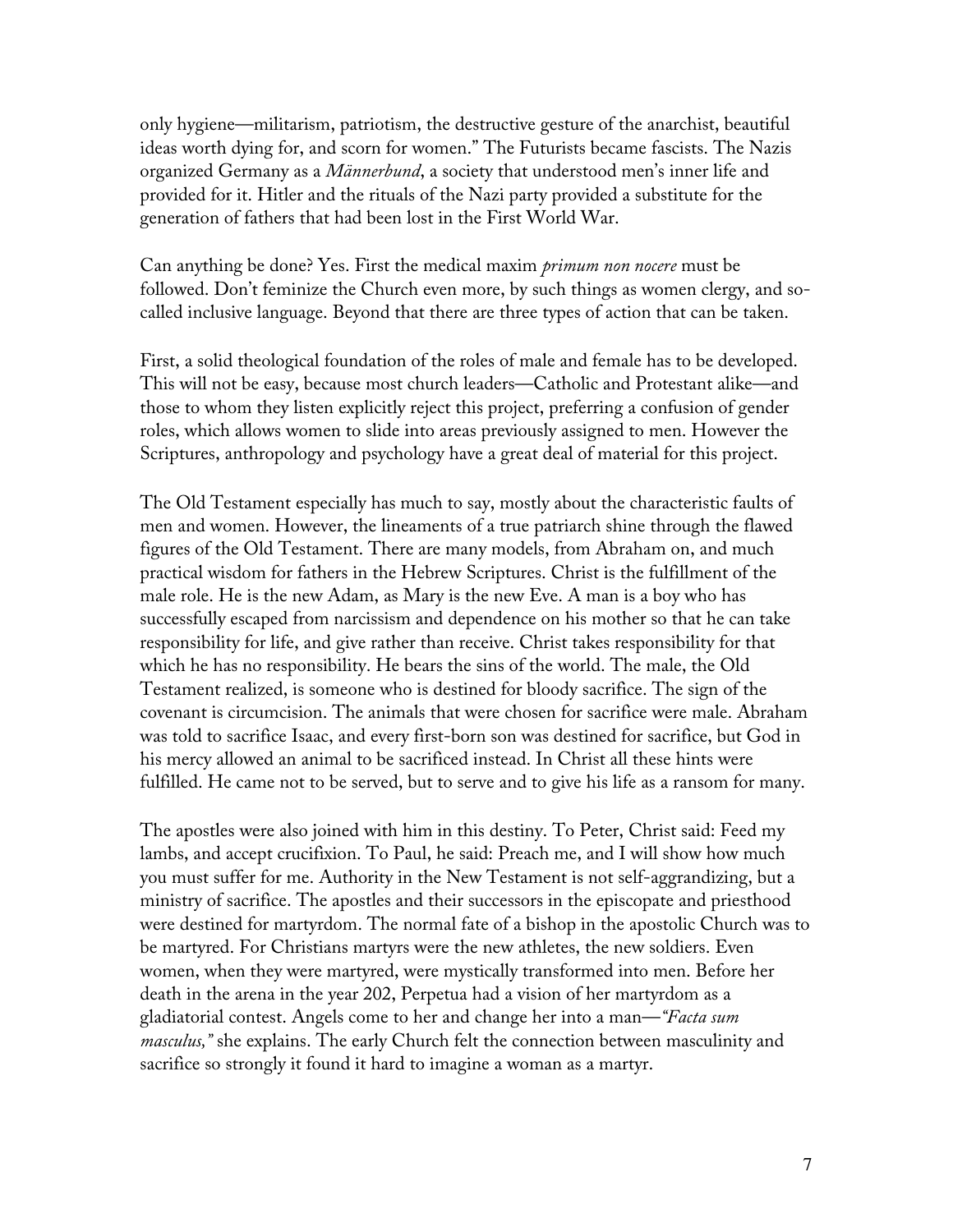only hygiene—militarism, patriotism, the destructive gesture of the anarchist, beautiful ideas worth dying for, and scorn for women." The Futurists became fascists. The Nazis organized Germany as a *Männerbund*, a society that understood men's inner life and provided for it. Hitler and the rituals of the Nazi party provided a substitute for the generation of fathers that had been lost in the First World War.

Can anything be done? Yes. First the medical maxim *primum non nocere* must be followed. Don't feminize the Church even more, by such things as women clergy, and so-called inclusive language. Beyond that there are three types of action that can be taken.

First, a solid theological foundation of the roles of male and female has to be developed. This will not be easy, because most church leaders—Catholic and Protestant alike—and those to whom they listen explicitly reject this project, preferring a confusion of gender roles, which allows women to slide into areas previously assigned to men. However the Scriptures, anthropology and psychology have a great deal of material for this project.

The Old Testament especially has much to say, mostly about the characteristic faults of men and women. However, the lineaments of a true patriarch shine through the flawed figures of the Old Testament. There are many models, from Abraham on, and much practical wisdom for fathers in the Hebrew Scriptures. Christ is the fulfillment of the male role. He is the new Adam, as Mary is the new Eve. A man is a boy who has successfully escaped from narcissism and dependence on his mother so that he can take responsibility for life, and give rather than receive. Christ takes responsibility for that which he has no responsibility. He bears the sins of the world. The male, the Old Testament realized, is someone who is destined for bloody sacrifice. The sign of the covenant is circumcision. The animals that were chosen for sacrifice were male. Abraham was told to sacrifice Isaac, and every first-born son was destined for sacrifice, but God in his mercy allowed an animal to be sacrificed instead. In Christ all these hints were fulfilled. He came not to be served, but to serve and to give his life as a ransom for many.

The apostles were also joined with him in this destiny. To Peter, Christ said: Feed my lambs, and accept crucifixion. To Paul, he said: Preach me, and I will show how much you must suffer for me. Authority in the New Testament is not self-aggrandizing, but a ministry of sacrifice. The apostles and their successors in the episcopate and priesthood were destined for martyrdom. The normal fate of a bishop in the apostolic Church was to be martyred. For Christians martyrs were the new athletes, the new soldiers. Even women, when they were martyred, were mystically transformed into men. Before her death in the arena in the year 202, Perpetua had a vision of her martyrdom as a gladiatorial contest. Angels come to her and change her into a man—*"Facta sum masculus,"* she explains. The early Church felt the connection between masculinity and sacrifice so strongly it found it hard to imagine a woman as a martyr.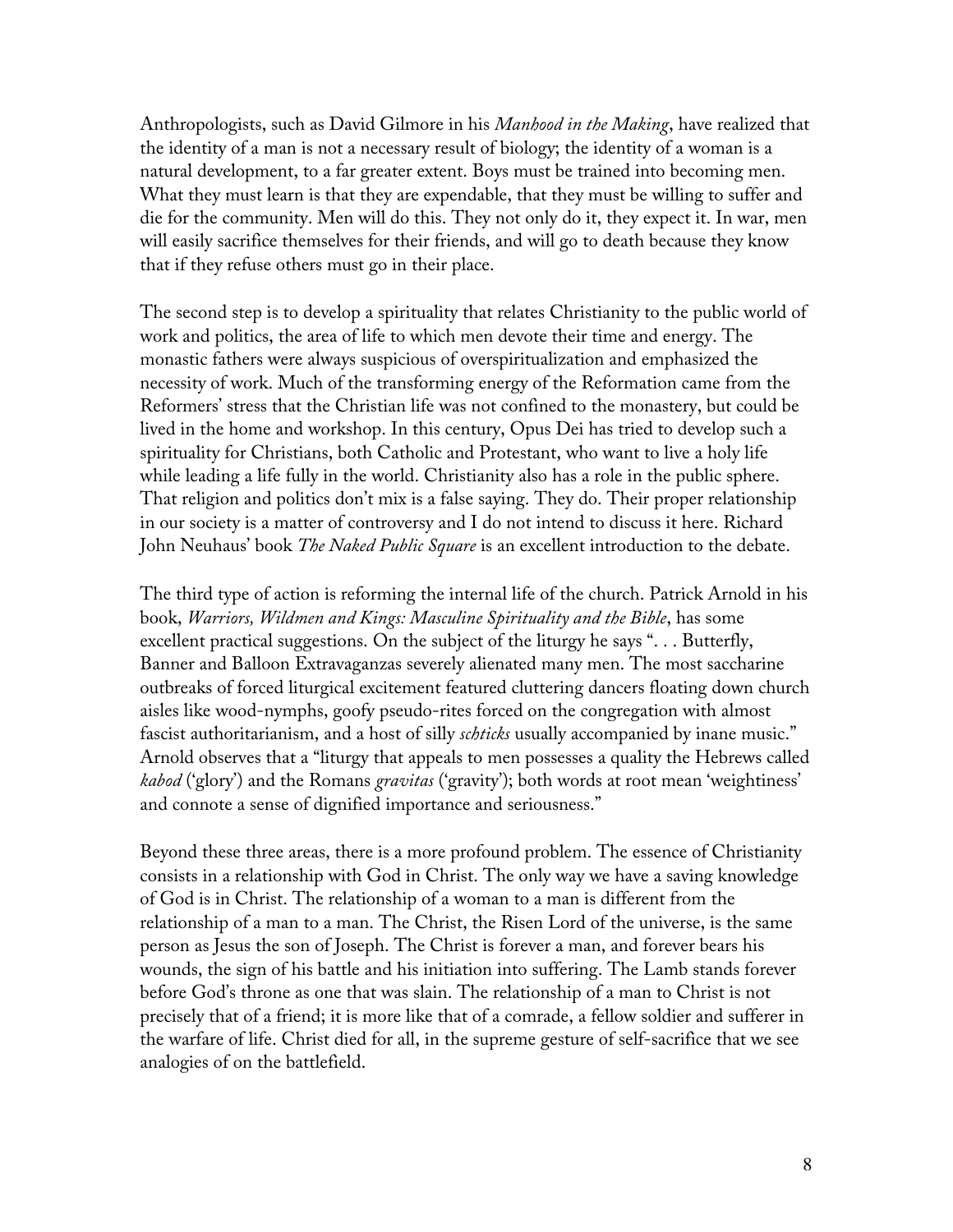Anthropologists, such as David Gilmore in his *Manhood in the Making*, have realized that the identity of a man is not a necessary result of biology; the identity of a woman is a natural development, to a far greater extent. Boys must be trained into becoming men. What they must learn is that they are expendable, that they must be willing to suffer and die for the community. Men will do this. They not only do it, they expect it. In war, men will easily sacrifice themselves for their friends, and will go to death because they know that if they refuse others must go in their place.

The second step is to develop a spirituality that relates Christianity to the public world of work and politics, the area of life to which men devote their time and energy. The monastic fathers were always suspicious of overspiritualization and emphasized the necessity of work. Much of the transforming energy of the Reformation came from the Reformers' stress that the Christian life was not confined to the monastery, but could be lived in the home and workshop. In this century, Opus Dei has tried to develop such a spirituality for Christians, both Catholic and Protestant, who want to live a holy life while leading a life fully in the world. Christianity also has a role in the public sphere. That religion and politics don't mix is a false saying. They do. Their proper relationship in our society is a matter of controversy and I do not intend to discuss it here. Richard John Neuhaus' book *The Naked Public Square* is an excellent introduction to the debate.

The third type of action is reforming the internal life of the church. Patrick Arnold in his book, *Warriors, Wildmen and Kings: Masculine Spirituality and the Bible*, has some excellent practical suggestions. On the subject of the liturgy he says ". . . Butterfly, Banner and Balloon Extravaganzas severely alienated many men. The most saccharine outbreaks of forced liturgical excitement featured cluttering dancers floating down church aisles like wood-nymphs, goofy pseudo-rites forced on the congregation with almost fascist authoritarianism, and a host of silly *schticks* usually accompanied by inane music." Arnold observes that a "liturgy that appeals to men possesses a quality the Hebrews called *kabod* ('glory') and the Romans *gravitas* ('gravity'); both words at root mean 'weightiness' and connote a sense of dignified importance and seriousness."

Beyond these three areas, there is a more profound problem. The essence of Christianity consists in a relationship with God in Christ. The only way we have a saving knowledge of God is in Christ. The relationship of a woman to a man is different from the relationship of a man to a man. The Christ, the Risen Lord of the universe, is the same person as Jesus the son of Joseph. The Christ is forever a man, and forever bears his wounds, the sign of his battle and his initiation into suffering. The Lamb stands forever before God's throne as one that was slain. The relationship of a man to Christ is not precisely that of a friend; it is more like that of a comrade, a fellow soldier and sufferer in the warfare of life. Christ died for all, in the supreme gesture of self-sacrifice that we see analogies of on the battlefield.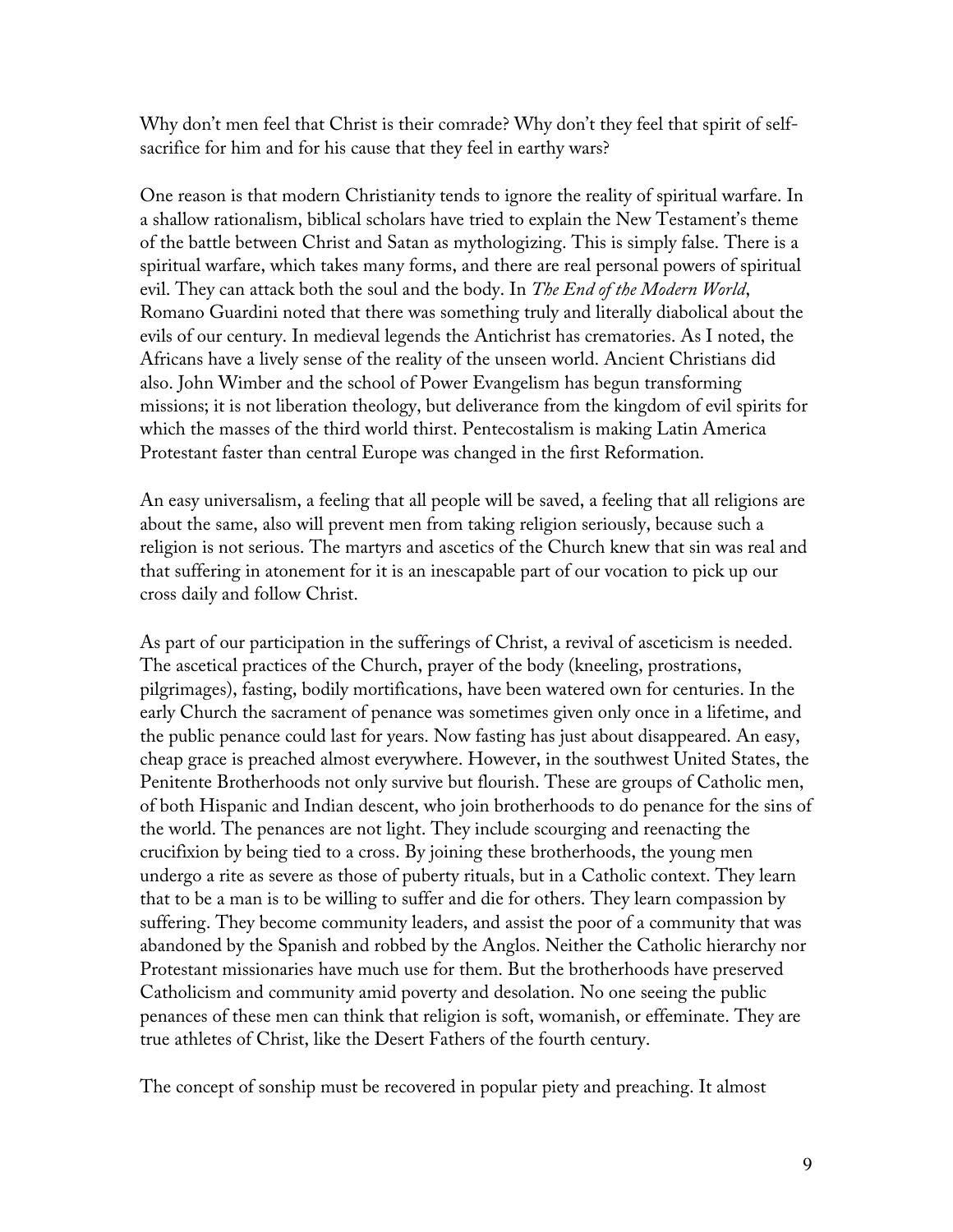Why don't men feel that Christ is their comrade? Why don't they feel that spirit of self-sacrifice for him and for his cause that they feel in earthy wars?

One reason is that modern Christianity tends to ignore the reality of spiritual warfare. In a shallow rationalism, biblical scholars have tried to explain the New Testament's theme of the battle between Christ and Satan as mythologizing. This is simply false. There is a spiritual warfare, which takes many forms, and there are real personal powers of spiritual evil. They can attack both the soul and the body. In *The End of the Modern World*, Romano Guardini noted that there was something truly and literally diabolical about the evils of our century. In medieval legends the Antichrist has crematories. As I noted, the Africans have a lively sense of the reality of the unseen world. Ancient Christians did also. John Wimber and the school of Power Evangelism has begun transforming missions; it is not liberation theology, but deliverance from the kingdom of evil spirits for which the masses of the third world thirst. Pentecostalism is making Latin America Protestant faster than central Europe was changed in the first Reformation.

An easy universalism, a feeling that all people will be saved, a feeling that all religions are about the same, also will prevent men from taking religion seriously, because such a religion is not serious. The martyrs and ascetics of the Church knew that sin was real and that suffering in atonement for it is an inescapable part of our vocation to pick up our cross daily and follow Christ.

As part of our participation in the sufferings of Christ, a revival of asceticism is needed. The ascetical practices of the Church, prayer of the body (kneeling, prostrations, pilgrimages), fasting, bodily mortifications, have been watered own for centuries. In the early Church the sacrament of penance was sometimes given only once in a lifetime, and the public penance could last for years. Now fasting has just about disappeared. An easy, cheap grace is preached almost everywhere. However, in the southwest United States, the Penitente Brotherhoods not only survive but flourish. These are groups of Catholic men, of both Hispanic and Indian descent, who join brotherhoods to do penance for the sins of the world. The penances are not light. They include scourging and reenacting the crucifixion by being tied to a cross. By joining these brotherhoods, the young men undergo a rite as severe as those of puberty rituals, but in a Catholic context. They learn that to be a man is to be willing to suffer and die for others. They learn compassion by suffering. They become community leaders, and assist the poor of a community that was abandoned by the Spanish and robbed by the Anglos. Neither the Catholic hierarchy nor Protestant missionaries have much use for them. But the brotherhoods have preserved Catholicism and community amid poverty and desolation. No one seeing the public penances of these men can think that religion is soft, womanish, or effeminate. They are true athletes of Christ, like the Desert Fathers of the fourth century.

The concept of sonship must be recovered in popular piety and preaching. It almost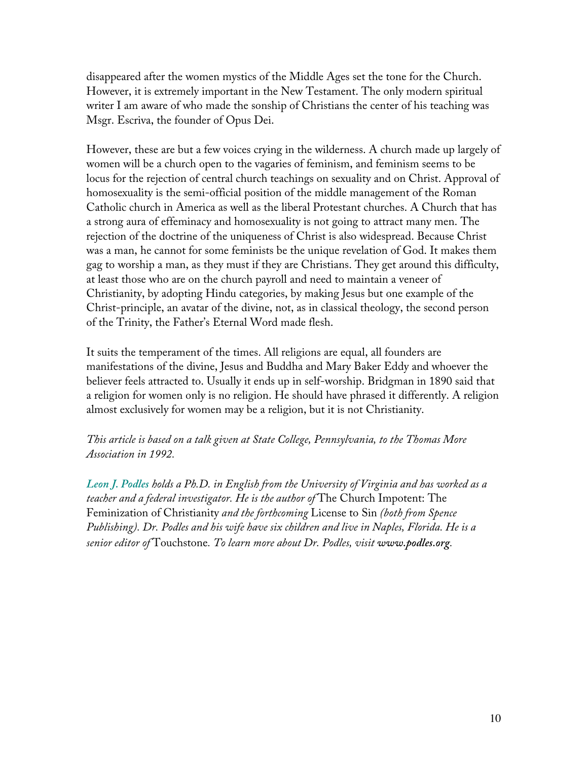disappeared after the women mystics of the Middle Ages set the tone for the Church. However, it is extremely important in the New Testament. The only modern spiritual writer I am aware of who made the sonship of Christians the center of his teaching was Msgr. Escriva, the founder of Opus Dei.

However, these are but a few voices crying in the wilderness. A church made up largely of women will be a church open to the vagaries of feminism, and feminism seems to be locus for the rejection of central church teachings on sexuality and on Christ. Approval of homosexuality is the semi-official position of the middle management of the Roman Catholic church in America as well as the liberal Protestant churches. A Church that has a strong aura of effeminacy and homosexuality is not going to attract many men. The rejection of the doctrine of the uniqueness of Christ is also widespread. Because Christ was a man, he cannot for some feminists be the unique revelation of God. It makes them gag to worship a man, as they must if they are Christians. They get around this difficulty, at least those who are on the church payroll and need to maintain a veneer of Christianity, by adopting Hindu categories, by making Jesus but one example of the Christ-principle, an avatar of the divine, not, as in classical theology, the second person of the Trinity, the Father's Eternal Word made flesh.

It suits the temperament of the times. All religions are equal, all founders are manifestations of the divine, Jesus and Buddha and Mary Baker Eddy and whoever the believer feels attracted to. Usually it ends up in self-worship. Bridgman in 1890 said that a religion for women only is no religion. He should have phrased it differently. A religion almost exclusively for women may be a religion, but it is not Christianity.

*This article is based on a talk given at State College, Pennsylvania, to the Thomas More Association in 1992.*

*Leon J. Podles holds a Ph.D. in English from the University of Virginia and has worked as a teacher and a federal investigator. He is the author of* The Church Impotent: The Feminization of Christianity *and the forthcoming* License to Sin *(both from Spence Publishing). Dr. Podles and his wife have six children and live in Naples, Florida. He is a senior editor of* Touchstone*. To learn more about Dr. Podles, visit* ***www.podles.org****.*